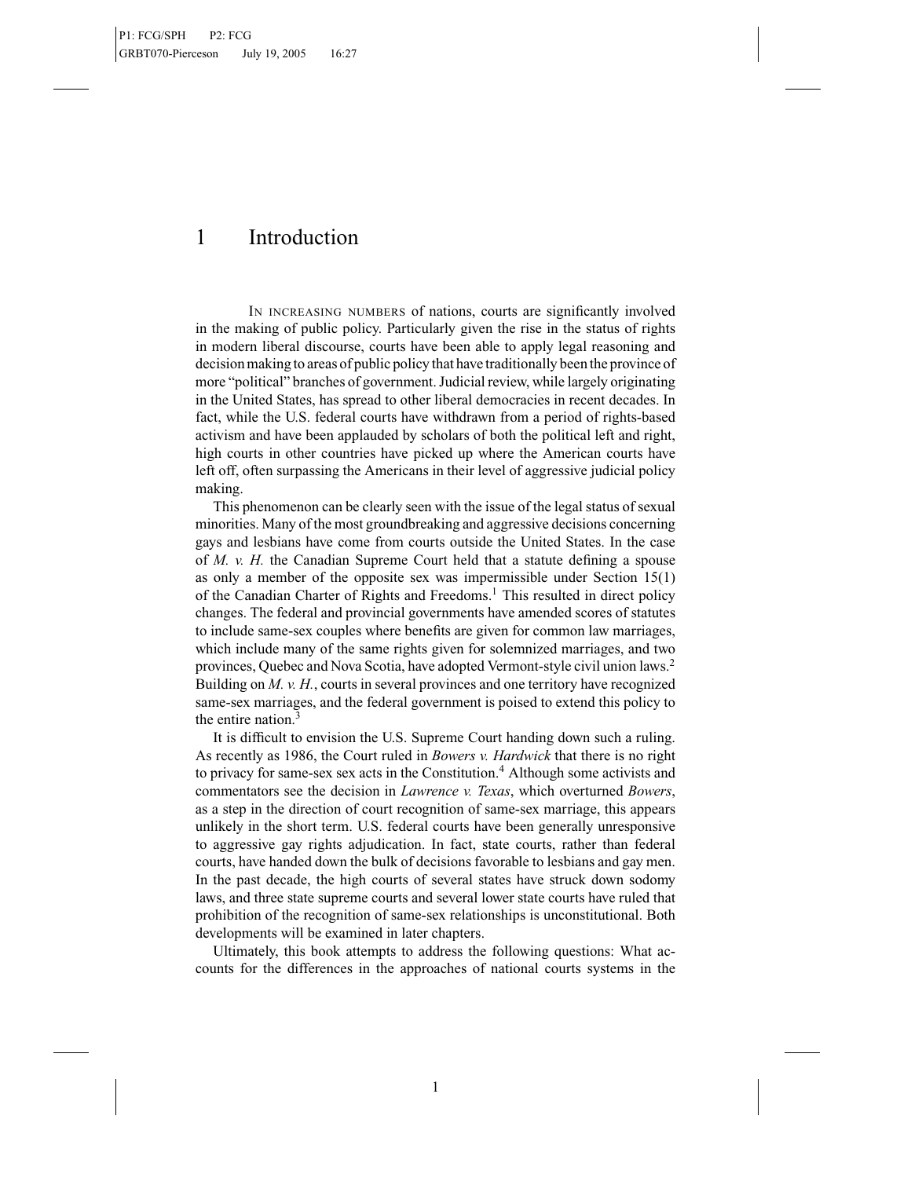# 1 Introduction

In increasing numbers of nations, courts are significantly involved in the making of public policy. Particularly given the rise in the status of rights in modern liberal discourse, courts have been able to apply legal reasoning and decision making to areas of public policy that have traditionally been the province of more "political" branches of government. Judicial review, while largely originating in the United States, has spread to other liberal democracies in recent decades. In fact, while the U.S. federal courts have withdrawn from a period of rights-based activism and have been applauded by scholars of both the political left and right, high courts in other countries have picked up where the American courts have left off, often surpassing the Americans in their level of aggressive judicial policy making.

This phenomenon can be clearly seen with the issue of the legal status of sexual minorities. Many of the most groundbreaking and aggressive decisions concerning gays and lesbians have come from courts outside the United States. In the case of *M. v. H.* the Canadian Supreme Court held that a statute defining a spouse as only a member of the opposite sex was impermissible under Section 15(1) of the Canadian Charter of Rights and Freedoms.[1] This resulted in direct policy changes. The federal and provincial governments have amended scores of statutes to include same-sex couples where benefits are given for common law marriages, which include many of the same rights given for solemnized marriages, and two provinces, Quebec and Nova Scotia, have adopted Vermont-style civil union laws.[2] Building on *M. v. H.*, courts in several provinces and one territory have recognized same-sex marriages, and the federal government is poised to extend this policy to the entire nation.[3]

It is difficult to envision the U.S. Supreme Court handing down such a ruling. As recently as 1986, the Court ruled in *Bowers v. Hardwick* that there is no right to privacy for same-sex sex acts in the Constitution.[4] Although some activists and commentators see the decision in *Lawrence v. Texas*, which overturned *Bowers*, as a step in the direction of court recognition of same-sex marriage, this appears unlikely in the short term. U.S. federal courts have been generally unresponsive to aggressive gay rights adjudication. In fact, state courts, rather than federal courts, have handed down the bulk of decisions favorable to lesbians and gay men. In the past decade, the high courts of several states have struck down sodomy laws, and three state supreme courts and several lower state courts have ruled that prohibition of the recognition of same-sex relationships is unconstitutional. Both developments will be examined in later chapters.

Ultimately, this book attempts to address the following questions: What accounts for the differences in the approaches of national courts systems in the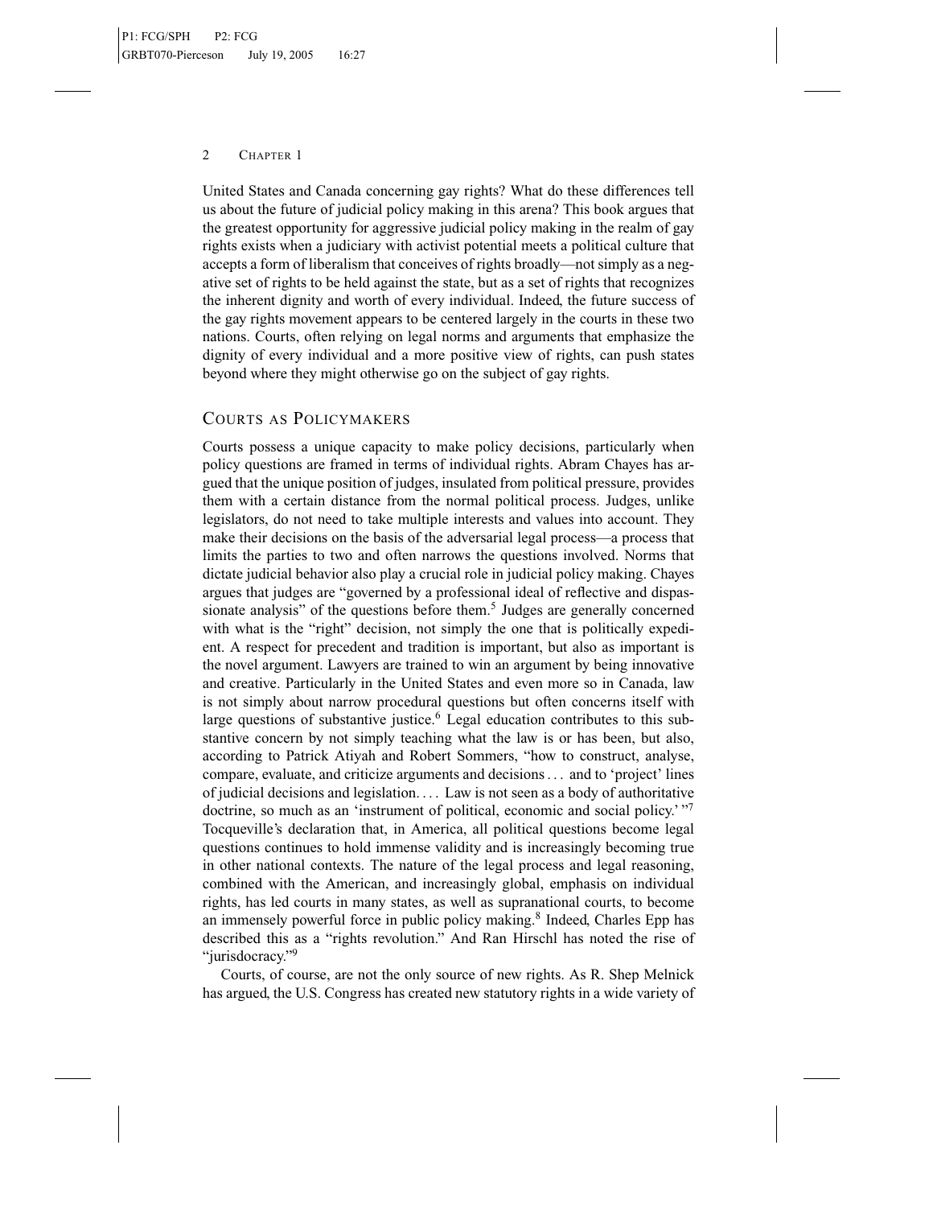United States and Canada concerning gay rights? What do these differences tell us about the future of judicial policy making in this arena? This book argues that the greatest opportunity for aggressive judicial policy making in the realm of gay rights exists when a judiciary with activist potential meets a political culture that accepts a form of liberalism that conceives of rights broadly—not simply as a negative set of rights to be held against the state, but as a set of rights that recognizes the inherent dignity and worth of every individual. Indeed, the future success of the gay rights movement appears to be centered largely in the courts in these two nations. Courts, often relying on legal norms and arguments that emphasize the dignity of every individual and a more positive view of rights, can push states beyond where they might otherwise go on the subject of gay rights.

## Courts as Policymakers

Courts possess a unique capacity to make policy decisions, particularly when policy questions are framed in terms of individual rights. Abram Chayes has argued that the unique position of judges, insulated from political pressure, provides them with a certain distance from the normal political process. Judges, unlike legislators, do not need to take multiple interests and values into account. They make their decisions on the basis of the adversarial legal process—a process that limits the parties to two and often narrows the questions involved. Norms that dictate judicial behavior also play a crucial role in judicial policy making. Chayes argues that judges are "governed by a professional ideal of reflective and dispassionate analysis" of the questions before them.[5] Judges are generally concerned with what is the "right" decision, not simply the one that is politically expedient. A respect for precedent and tradition is important, but also as important is the novel argument. Lawyers are trained to win an argument by being innovative and creative. Particularly in the United States and even more so in Canada, law is not simply about narrow procedural questions but often concerns itself with large questions of substantive justice.[6] Legal education contributes to this substantive concern by not simply teaching what the law is or has been, but also, according to Patrick Atiyah and Robert Sommers, "how to construct, analyse, compare, evaluate, and criticize arguments and decisions . . . and to 'project' lines of judicial decisions and legislation. . . . Law is not seen as a body of authoritative doctrine, so much as an 'instrument of political, economic and social policy.' "[7] Tocqueville's declaration that, in America, all political questions become legal questions continues to hold immense validity and is increasingly becoming true in other national contexts. The nature of the legal process and legal reasoning, combined with the American, and increasingly global, emphasis on individual rights, has led courts in many states, as well as supranational courts, to become an immensely powerful force in public policy making.[8] Indeed, Charles Epp has described this as a "rights revolution." And Ran Hirschl has noted the rise of "jurisdocracy."[9]

Courts, of course, are not the only source of new rights. As R. Shep Melnick has argued, the U.S. Congress has created new statutory rights in a wide variety of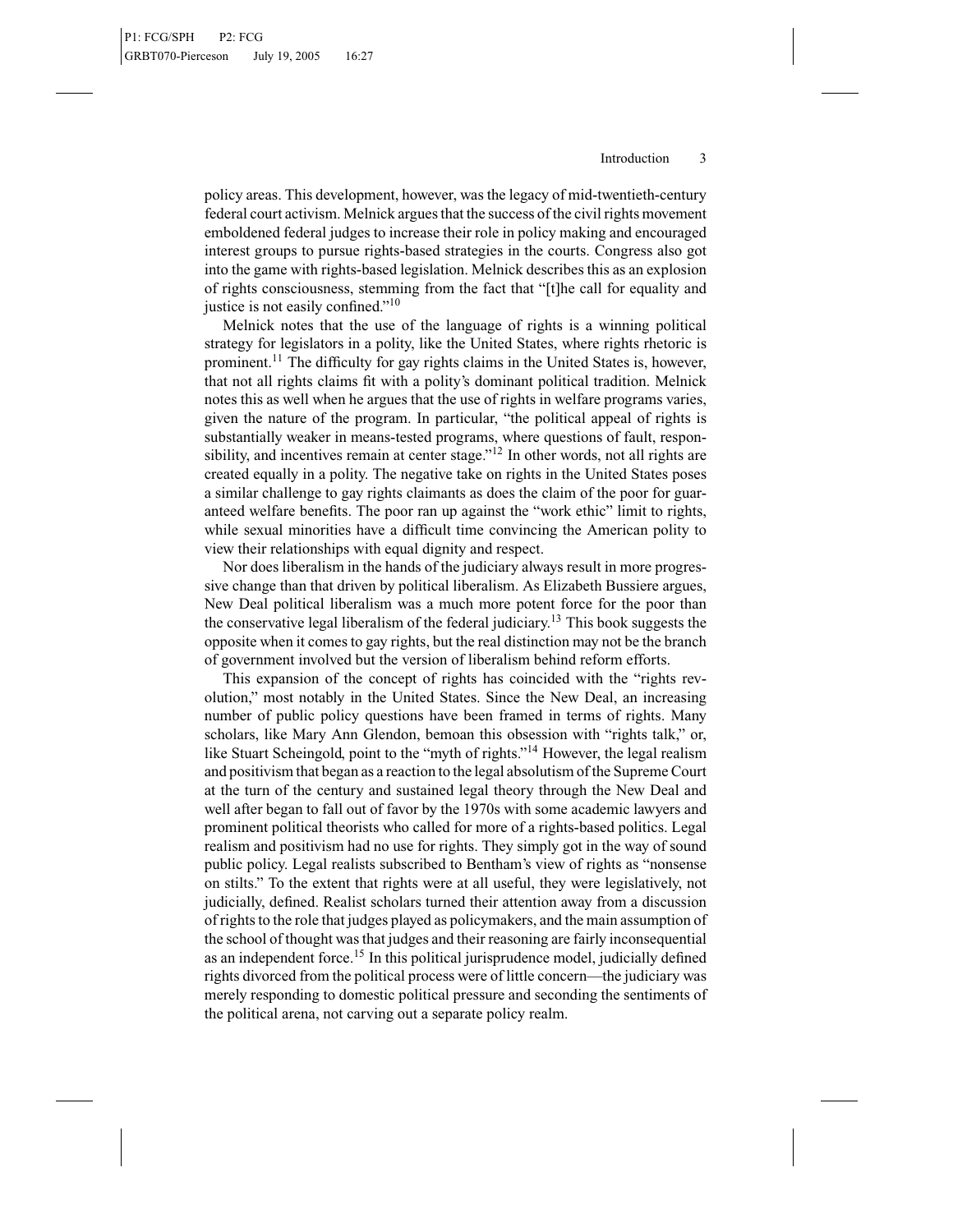policy areas. This development, however, was the legacy of mid-twentieth-century federal court activism. Melnick argues that the success of the civil rights movement emboldened federal judges to increase their role in policy making and encouraged interest groups to pursue rights-based strategies in the courts. Congress also got into the game with rights-based legislation. Melnick describes this as an explosion of rights consciousness, stemming from the fact that "[t]he call for equality and justice is not easily confined."[10]

Melnick notes that the use of the language of rights is a winning political strategy for legislators in a polity, like the United States, where rights rhetoric is prominent.[11] The difficulty for gay rights claims in the United States is, however, that not all rights claims fit with a polity's dominant political tradition. Melnick notes this as well when he argues that the use of rights in welfare programs varies, given the nature of the program. In particular, "the political appeal of rights is substantially weaker in means-tested programs, where questions of fault, responsibility, and incentives remain at center stage."[12] In other words, not all rights are created equally in a polity. The negative take on rights in the United States poses a similar challenge to gay rights claimants as does the claim of the poor for guaranteed welfare benefits. The poor ran up against the "work ethic" limit to rights, while sexual minorities have a difficult time convincing the American polity to view their relationships with equal dignity and respect.

Nor does liberalism in the hands of the judiciary always result in more progressive change than that driven by political liberalism. As Elizabeth Bussiere argues, New Deal political liberalism was a much more potent force for the poor than the conservative legal liberalism of the federal judiciary.[13] This book suggests the opposite when it comes to gay rights, but the real distinction may not be the branch of government involved but the version of liberalism behind reform efforts.

This expansion of the concept of rights has coincided with the "rights revolution," most notably in the United States. Since the New Deal, an increasing number of public policy questions have been framed in terms of rights. Many scholars, like Mary Ann Glendon, bemoan this obsession with "rights talk," or, like Stuart Scheingold, point to the "myth of rights."[14] However, the legal realism and positivism that began as a reaction to the legal absolutism of the Supreme Court at the turn of the century and sustained legal theory through the New Deal and well after began to fall out of favor by the 1970s with some academic lawyers and prominent political theorists who called for more of a rights-based politics. Legal realism and positivism had no use for rights. They simply got in the way of sound public policy. Legal realists subscribed to Bentham's view of rights as "nonsense on stilts." To the extent that rights were at all useful, they were legislatively, not judicially, defined. Realist scholars turned their attention away from a discussion of rights to the role that judges played as policymakers, and the main assumption of the school of thought was that judges and their reasoning are fairly inconsequential as an independent force.[15] In this political jurisprudence model, judicially defined rights divorced from the political process were of little concern—the judiciary was merely responding to domestic political pressure and seconding the sentiments of the political arena, not carving out a separate policy realm.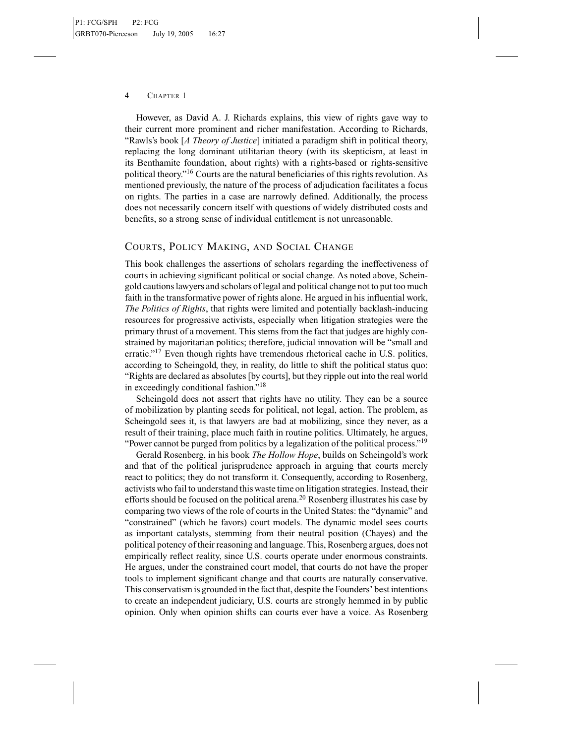However, as David A. J. Richards explains, this view of rights gave way to their current more prominent and richer manifestation. According to Richards, "Rawls's book [*A Theory of Justice*] initiated a paradigm shift in political theory, replacing the long dominant utilitarian theory (with its skepticism, at least in its Benthamite foundation, about rights) with a rights-based or rights-sensitive political theory."[16] Courts are the natural beneficiaries of this rights revolution. As mentioned previously, the nature of the process of adjudication facilitates a focus on rights. The parties in a case are narrowly defined. Additionally, the process does not necessarily concern itself with questions of widely distributed costs and benefits, so a strong sense of individual entitlement is not unreasonable.

## Courts, Policy Making, and Social Change

This book challenges the assertions of scholars regarding the ineffectiveness of courts in achieving significant political or social change. As noted above, Scheingold cautions lawyers and scholars of legal and political change not to put too much faith in the transformative power of rights alone. He argued in his influential work, *The Politics of Rights*, that rights were limited and potentially backlash-inducing resources for progressive activists, especially when litigation strategies were the primary thrust of a movement. This stems from the fact that judges are highly constrained by majoritarian politics; therefore, judicial innovation will be "small and erratic."[17] Even though rights have tremendous rhetorical cache in U.S. politics, according to Scheingold, they, in reality, do little to shift the political status quo: "Rights are declared as absolutes [by courts], but they ripple out into the real world in exceedingly conditional fashion."[18]

Scheingold does not assert that rights have no utility. They can be a source of mobilization by planting seeds for political, not legal, action. The problem, as Scheingold sees it, is that lawyers are bad at mobilizing, since they never, as a result of their training, place much faith in routine politics. Ultimately, he argues, "Power cannot be purged from politics by a legalization of the political process."[19]

Gerald Rosenberg, in his book *The Hollow Hope*, builds on Scheingold's work and that of the political jurisprudence approach in arguing that courts merely react to politics; they do not transform it. Consequently, according to Rosenberg, activists who fail to understand this waste time on litigation strategies. Instead, their efforts should be focused on the political arena.[20] Rosenberg illustrates his case by comparing two views of the role of courts in the United States: the "dynamic" and "constrained" (which he favors) court models. The dynamic model sees courts as important catalysts, stemming from their neutral position (Chayes) and the political potency of their reasoning and language. This, Rosenberg argues, does not empirically reflect reality, since U.S. courts operate under enormous constraints. He argues, under the constrained court model, that courts do not have the proper tools to implement significant change and that courts are naturally conservative. This conservatism is grounded in the fact that, despite the Founders' best intentions to create an independent judiciary, U.S. courts are strongly hemmed in by public opinion. Only when opinion shifts can courts ever have a voice. As Rosenberg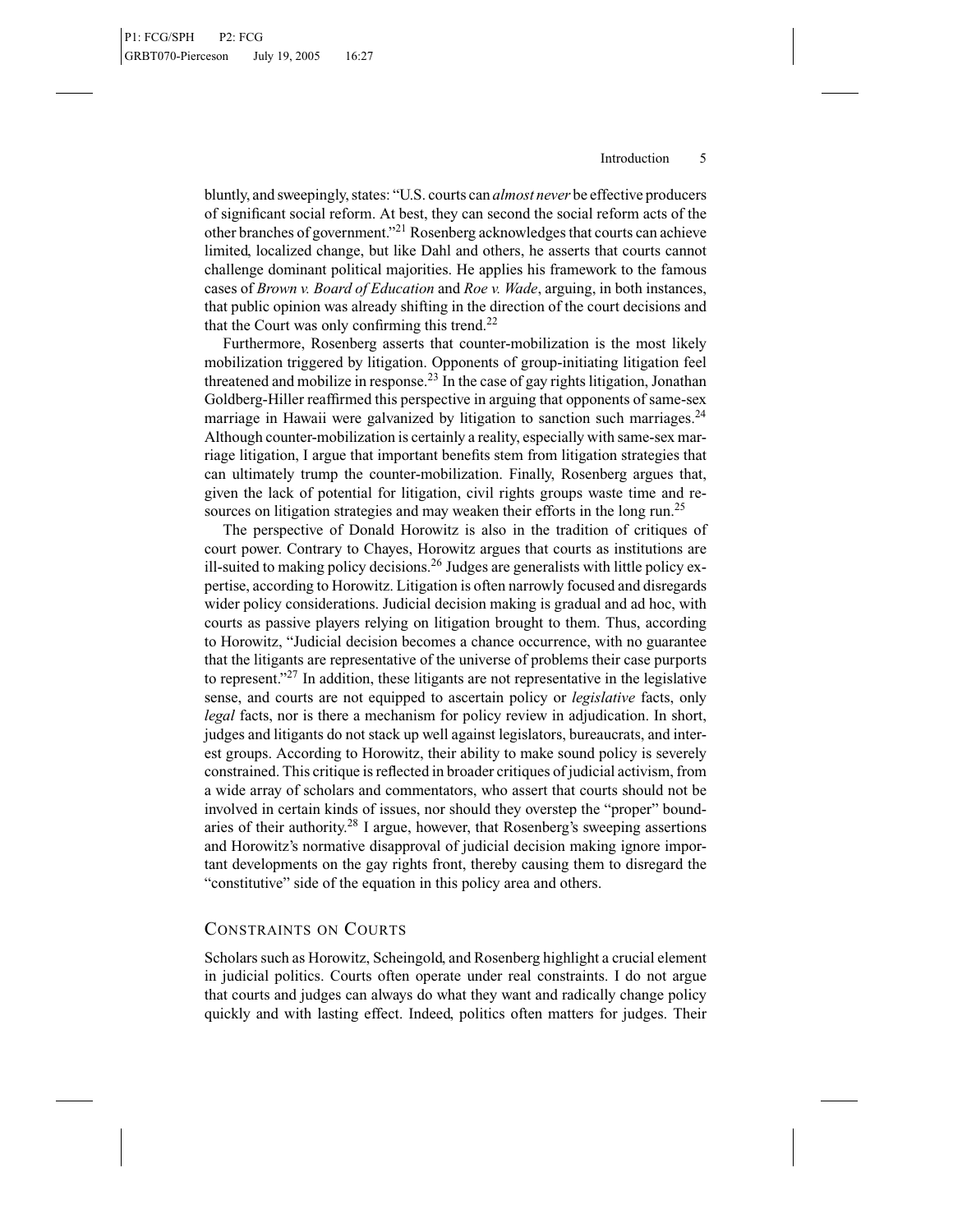bluntly, and sweepingly, states: "U.S. courts can *almost never* be effective producers of significant social reform. At best, they can second the social reform acts of the other branches of government."[21] Rosenberg acknowledges that courts can achieve limited, localized change, but like Dahl and others, he asserts that courts cannot challenge dominant political majorities. He applies his framework to the famous cases of *Brown v. Board of Education* and *Roe v. Wade*, arguing, in both instances, that public opinion was already shifting in the direction of the court decisions and that the Court was only confirming this trend.[22]

Furthermore, Rosenberg asserts that counter-mobilization is the most likely mobilization triggered by litigation. Opponents of group-initiating litigation feel threatened and mobilize in response.[23] In the case of gay rights litigation, Jonathan Goldberg-Hiller reaffirmed this perspective in arguing that opponents of same-sex marriage in Hawaii were galvanized by litigation to sanction such marriages.[24] Although counter-mobilization is certainly a reality, especially with same-sex marriage litigation, I argue that important benefits stem from litigation strategies that can ultimately trump the counter-mobilization. Finally, Rosenberg argues that, given the lack of potential for litigation, civil rights groups waste time and resources on litigation strategies and may weaken their efforts in the long run.[25]

The perspective of Donald Horowitz is also in the tradition of critiques of court power. Contrary to Chayes, Horowitz argues that courts as institutions are ill-suited to making policy decisions.[26] Judges are generalists with little policy expertise, according to Horowitz. Litigation is often narrowly focused and disregards wider policy considerations. Judicial decision making is gradual and ad hoc, with courts as passive players relying on litigation brought to them. Thus, according to Horowitz, "Judicial decision becomes a chance occurrence, with no guarantee that the litigants are representative of the universe of problems their case purports to represent."[27] In addition, these litigants are not representative in the legislative sense, and courts are not equipped to ascertain policy or *legislative* facts, only *legal* facts, nor is there a mechanism for policy review in adjudication. In short, judges and litigants do not stack up well against legislators, bureaucrats, and interest groups. According to Horowitz, their ability to make sound policy is severely constrained. This critique is reflected in broader critiques of judicial activism, from a wide array of scholars and commentators, who assert that courts should not be involved in certain kinds of issues, nor should they overstep the "proper" boundaries of their authority.[28] I argue, however, that Rosenberg's sweeping assertions and Horowitz's normative disapproval of judicial decision making ignore important developments on the gay rights front, thereby causing them to disregard the "constitutive" side of the equation in this policy area and others.

## Constraints on Courts

Scholars such as Horowitz, Scheingold, and Rosenberg highlight a crucial element in judicial politics. Courts often operate under real constraints. I do not argue that courts and judges can always do what they want and radically change policy quickly and with lasting effect. Indeed, politics often matters for judges. Their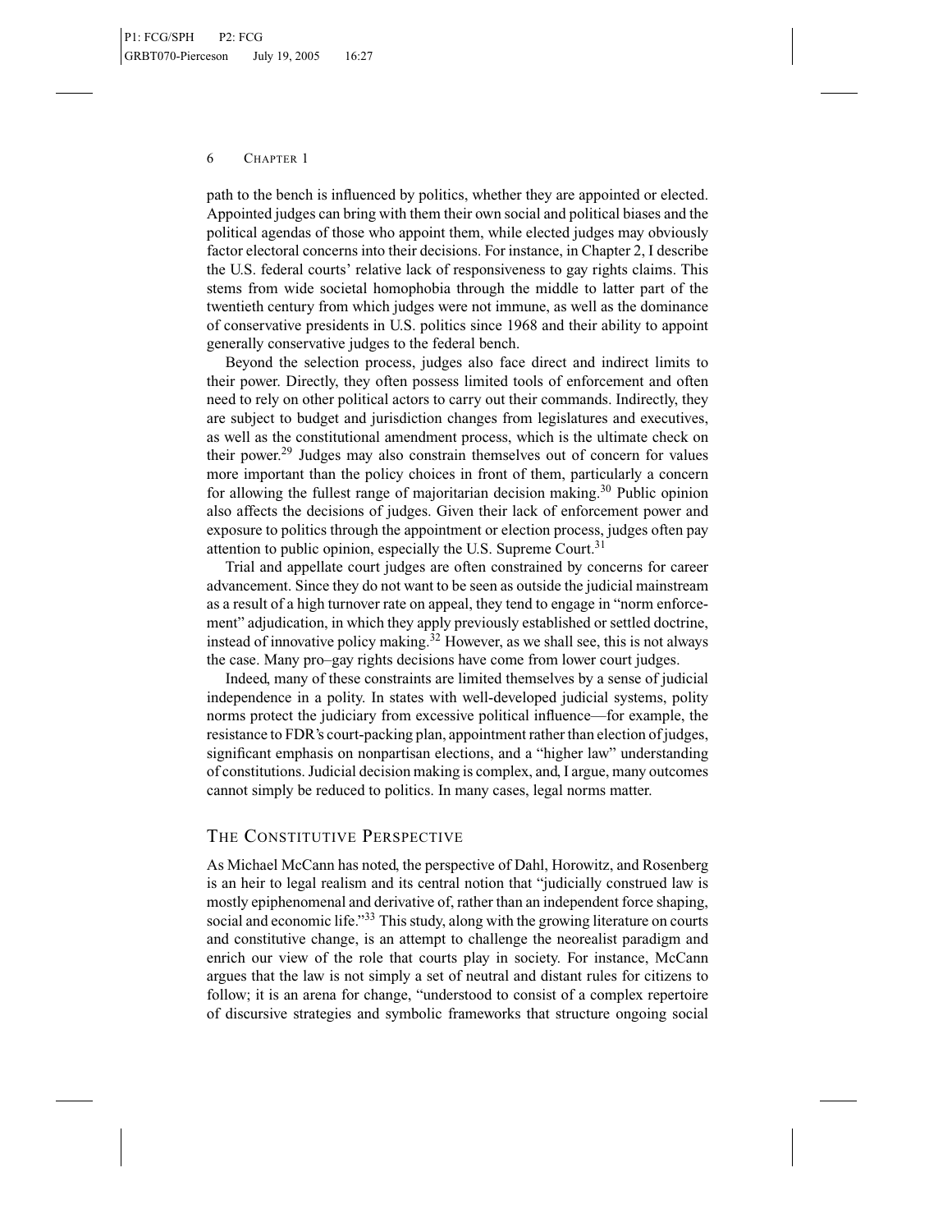path to the bench is influenced by politics, whether they are appointed or elected. Appointed judges can bring with them their own social and political biases and the political agendas of those who appoint them, while elected judges may obviously factor electoral concerns into their decisions. For instance, in Chapter 2, I describe the U.S. federal courts' relative lack of responsiveness to gay rights claims. This stems from wide societal homophobia through the middle to latter part of the twentieth century from which judges were not immune, as well as the dominance of conservative presidents in U.S. politics since 1968 and their ability to appoint generally conservative judges to the federal bench.

Beyond the selection process, judges also face direct and indirect limits to their power. Directly, they often possess limited tools of enforcement and often need to rely on other political actors to carry out their commands. Indirectly, they are subject to budget and jurisdiction changes from legislatures and executives, as well as the constitutional amendment process, which is the ultimate check on their power.[29] Judges may also constrain themselves out of concern for values more important than the policy choices in front of them, particularly a concern for allowing the fullest range of majoritarian decision making.[30] Public opinion also affects the decisions of judges. Given their lack of enforcement power and exposure to politics through the appointment or election process, judges often pay attention to public opinion, especially the U.S. Supreme Court.[31]

Trial and appellate court judges are often constrained by concerns for career advancement. Since they do not want to be seen as outside the judicial mainstream as a result of a high turnover rate on appeal, they tend to engage in "norm enforcement" adjudication, in which they apply previously established or settled doctrine, instead of innovative policy making.[32] However, as we shall see, this is not always the case. Many pro–gay rights decisions have come from lower court judges.

Indeed, many of these constraints are limited themselves by a sense of judicial independence in a polity. In states with well-developed judicial systems, polity norms protect the judiciary from excessive political influence—for example, the resistance to FDR's court-packing plan, appointment rather than election of judges, significant emphasis on nonpartisan elections, and a "higher law" understanding of constitutions. Judicial decision making is complex, and, I argue, many outcomes cannot simply be reduced to politics. In many cases, legal norms matter.

## The Constitutive Perspective

As Michael McCann has noted, the perspective of Dahl, Horowitz, and Rosenberg is an heir to legal realism and its central notion that "judicially construed law is mostly epiphenomenal and derivative of, rather than an independent force shaping, social and economic life."[33] This study, along with the growing literature on courts and constitutive change, is an attempt to challenge the neorealist paradigm and enrich our view of the role that courts play in society. For instance, McCann argues that the law is not simply a set of neutral and distant rules for citizens to follow; it is an arena for change, "understood to consist of a complex repertoire of discursive strategies and symbolic frameworks that structure ongoing social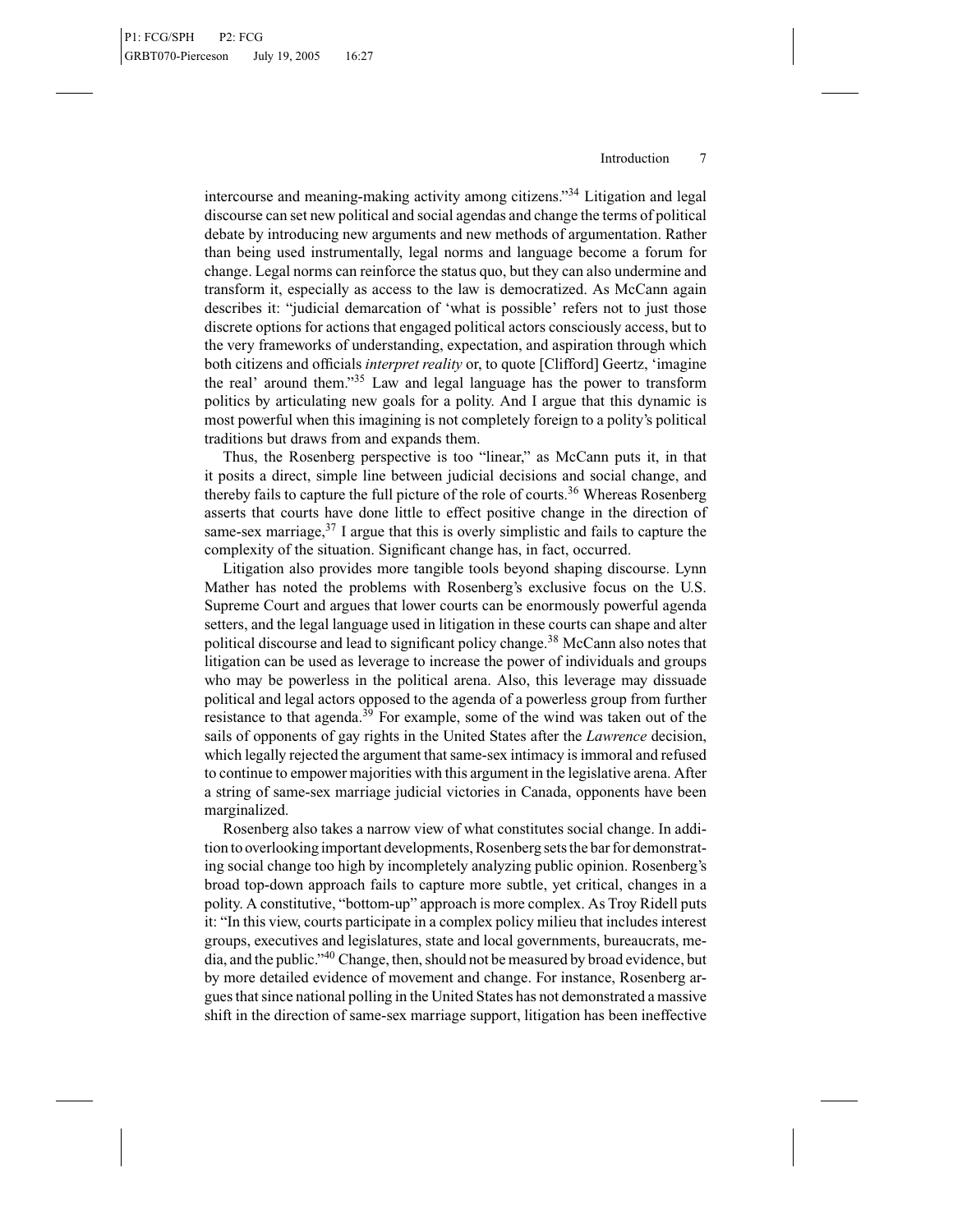intercourse and meaning-making activity among citizens."[34] Litigation and legal discourse can set new political and social agendas and change the terms of political debate by introducing new arguments and new methods of argumentation. Rather than being used instrumentally, legal norms and language become a forum for change. Legal norms can reinforce the status quo, but they can also undermine and transform it, especially as access to the law is democratized. As McCann again describes it: "judicial demarcation of 'what is possible' refers not to just those discrete options for actions that engaged political actors consciously access, but to the very frameworks of understanding, expectation, and aspiration through which both citizens and officials *interpret reality* or, to quote [Clifford] Geertz, 'imagine the real' around them."[35] Law and legal language has the power to transform politics by articulating new goals for a polity. And I argue that this dynamic is most powerful when this imagining is not completely foreign to a polity's political traditions but draws from and expands them.

Thus, the Rosenberg perspective is too "linear," as McCann puts it, in that it posits a direct, simple line between judicial decisions and social change, and thereby fails to capture the full picture of the role of courts.[36] Whereas Rosenberg asserts that courts have done little to effect positive change in the direction of same-sex marriage,[37] I argue that this is overly simplistic and fails to capture the complexity of the situation. Significant change has, in fact, occurred.

Litigation also provides more tangible tools beyond shaping discourse. Lynn Mather has noted the problems with Rosenberg's exclusive focus on the U.S. Supreme Court and argues that lower courts can be enormously powerful agenda setters, and the legal language used in litigation in these courts can shape and alter political discourse and lead to significant policy change.[38] McCann also notes that litigation can be used as leverage to increase the power of individuals and groups who may be powerless in the political arena. Also, this leverage may dissuade political and legal actors opposed to the agenda of a powerless group from further resistance to that agenda.[39] For example, some of the wind was taken out of the sails of opponents of gay rights in the United States after the *Lawrence* decision, which legally rejected the argument that same-sex intimacy is immoral and refused to continue to empower majorities with this argument in the legislative arena. After a string of same-sex marriage judicial victories in Canada, opponents have been marginalized.

Rosenberg also takes a narrow view of what constitutes social change. In addition to overlooking important developments, Rosenberg sets the bar for demonstrating social change too high by incompletely analyzing public opinion. Rosenberg's broad top-down approach fails to capture more subtle, yet critical, changes in a polity. A constitutive, "bottom-up" approach is more complex. As Troy Ridell puts it: "In this view, courts participate in a complex policy milieu that includes interest groups, executives and legislatures, state and local governments, bureaucrats, media, and the public."[40] Change, then, should not be measured by broad evidence, but by more detailed evidence of movement and change. For instance, Rosenberg argues that since national polling in the United States has not demonstrated a massive shift in the direction of same-sex marriage support, litigation has been ineffective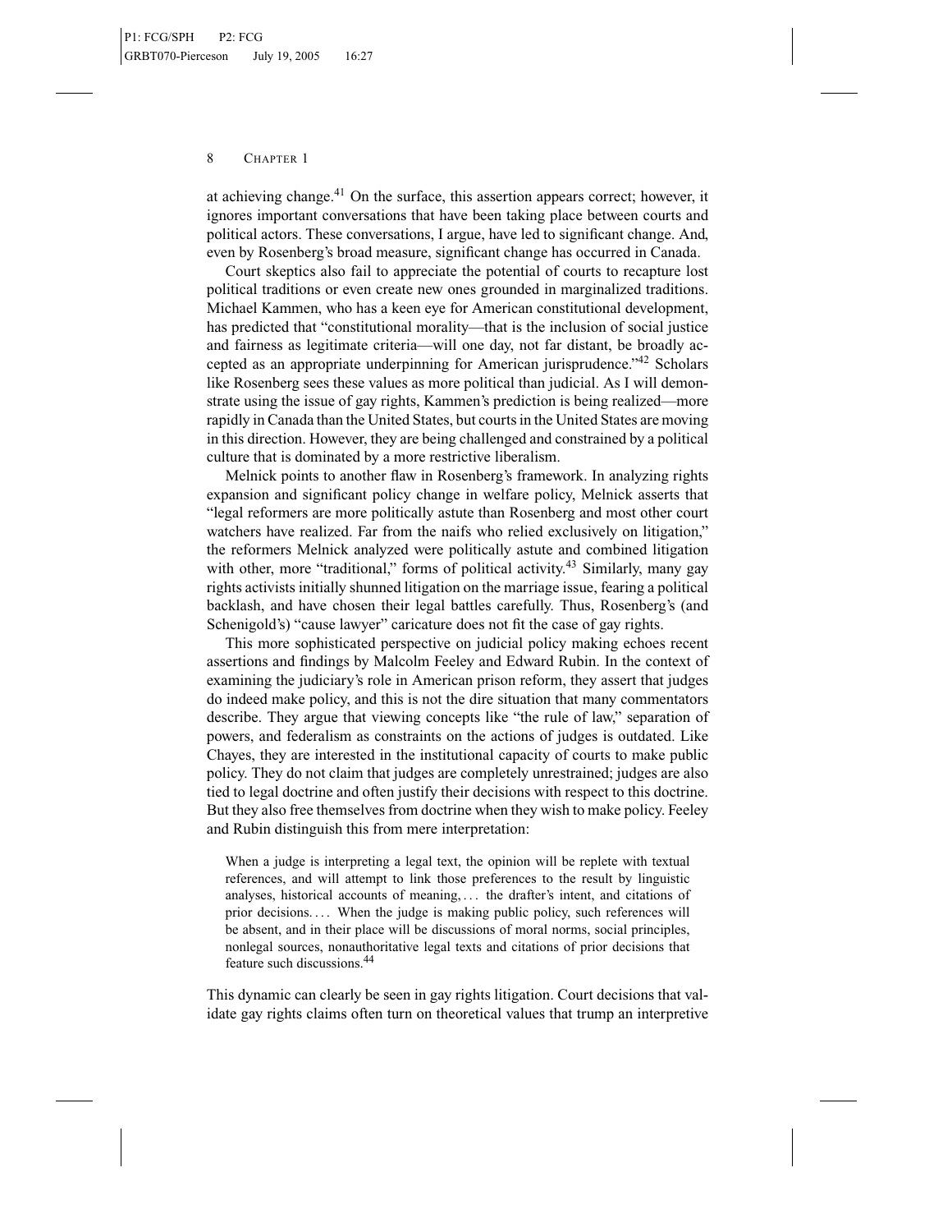at achieving change.[41] On the surface, this assertion appears correct; however, it ignores important conversations that have been taking place between courts and political actors. These conversations, I argue, have led to significant change. And, even by Rosenberg's broad measure, significant change has occurred in Canada.

Court skeptics also fail to appreciate the potential of courts to recapture lost political traditions or even create new ones grounded in marginalized traditions. Michael Kammen, who has a keen eye for American constitutional development, has predicted that "constitutional morality—that is the inclusion of social justice and fairness as legitimate criteria—will one day, not far distant, be broadly accepted as an appropriate underpinning for American jurisprudence."[42] Scholars like Rosenberg sees these values as more political than judicial. As I will demonstrate using the issue of gay rights, Kammen's prediction is being realized—more rapidly in Canada than the United States, but courts in the United States are moving in this direction. However, they are being challenged and constrained by a political culture that is dominated by a more restrictive liberalism.

Melnick points to another flaw in Rosenberg's framework. In analyzing rights expansion and significant policy change in welfare policy, Melnick asserts that "legal reformers are more politically astute than Rosenberg and most other court watchers have realized. Far from the naifs who relied exclusively on litigation," the reformers Melnick analyzed were politically astute and combined litigation with other, more "traditional," forms of political activity.[43] Similarly, many gay rights activists initially shunned litigation on the marriage issue, fearing a political backlash, and have chosen their legal battles carefully. Thus, Rosenberg's (and Schenigold's) "cause lawyer" caricature does not fit the case of gay rights.

This more sophisticated perspective on judicial policy making echoes recent assertions and findings by Malcolm Feeley and Edward Rubin. In the context of examining the judiciary's role in American prison reform, they assert that judges do indeed make policy, and this is not the dire situation that many commentators describe. They argue that viewing concepts like "the rule of law," separation of powers, and federalism as constraints on the actions of judges is outdated. Like Chayes, they are interested in the institutional capacity of courts to make public policy. They do not claim that judges are completely unrestrained; judges are also tied to legal doctrine and often justify their decisions with respect to this doctrine. But they also free themselves from doctrine when they wish to make policy. Feeley and Rubin distinguish this from mere interpretation:

> When a judge is interpreting a legal text, the opinion will be replete with textual references, and will attempt to link those preferences to the result by linguistic analyses, historical accounts of meaning, . . . the drafter's intent, and citations of prior decisions. . . . When the judge is making public policy, such references will be absent, and in their place will be discussions of moral norms, social principles, nonlegal sources, nonauthoritative legal texts and citations of prior decisions that feature such discussions.[44]

This dynamic can clearly be seen in gay rights litigation. Court decisions that validate gay rights claims often turn on theoretical values that trump an interpretive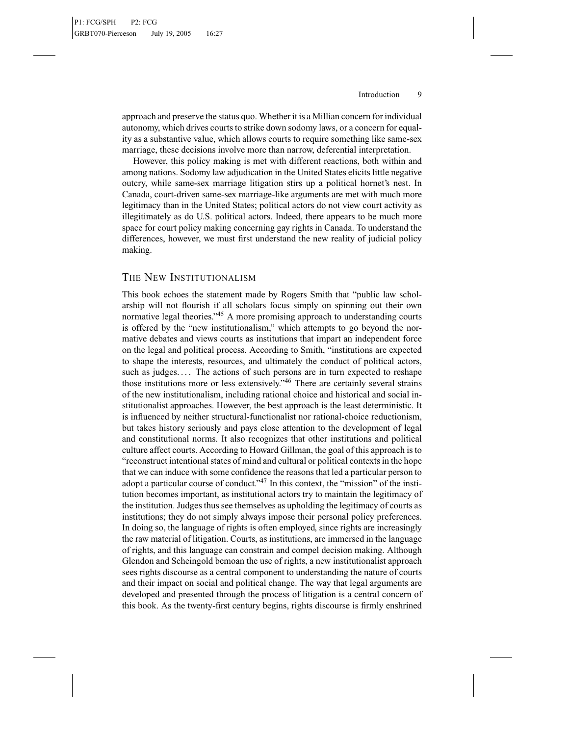approach and preserve the status quo. Whether it is a Millian concern for individual autonomy, which drives courts to strike down sodomy laws, or a concern for equality as a substantive value, which allows courts to require something like same-sex marriage, these decisions involve more than narrow, deferential interpretation.

However, this policy making is met with different reactions, both within and among nations. Sodomy law adjudication in the United States elicits little negative outcry, while same-sex marriage litigation stirs up a political hornet's nest. In Canada, court-driven same-sex marriage-like arguments are met with much more legitimacy than in the United States; political actors do not view court activity as illegitimately as do U.S. political actors. Indeed, there appears to be much more space for court policy making concerning gay rights in Canada. To understand the differences, however, we must first understand the new reality of judicial policy making.

## The New Institutionalism

This book echoes the statement made by Rogers Smith that "public law scholarship will not flourish if all scholars focus simply on spinning out their own normative legal theories."[45] A more promising approach to understanding courts is offered by the "new institutionalism," which attempts to go beyond the normative debates and views courts as institutions that impart an independent force on the legal and political process. According to Smith, "institutions are expected to shape the interests, resources, and ultimately the conduct of political actors, such as judges.... The actions of such persons are in turn expected to reshape those institutions more or less extensively."[46] There are certainly several strains of the new institutionalism, including rational choice and historical and social institutionalist approaches. However, the best approach is the least deterministic. It is influenced by neither structural-functionalist nor rational-choice reductionism, but takes history seriously and pays close attention to the development of legal and constitutional norms. It also recognizes that other institutions and political culture affect courts. According to Howard Gillman, the goal of this approach is to "reconstruct intentional states of mind and cultural or political contexts in the hope that we can induce with some confidence the reasons that led a particular person to adopt a particular course of conduct."[47] In this context, the "mission" of the institution becomes important, as institutional actors try to maintain the legitimacy of the institution. Judges thus see themselves as upholding the legitimacy of courts as institutions; they do not simply always impose their personal policy preferences. In doing so, the language of rights is often employed, since rights are increasingly the raw material of litigation. Courts, as institutions, are immersed in the language of rights, and this language can constrain and compel decision making. Although Glendon and Scheingold bemoan the use of rights, a new institutionalist approach sees rights discourse as a central component to understanding the nature of courts and their impact on social and political change. The way that legal arguments are developed and presented through the process of litigation is a central concern of this book. As the twenty-first century begins, rights discourse is firmly enshrined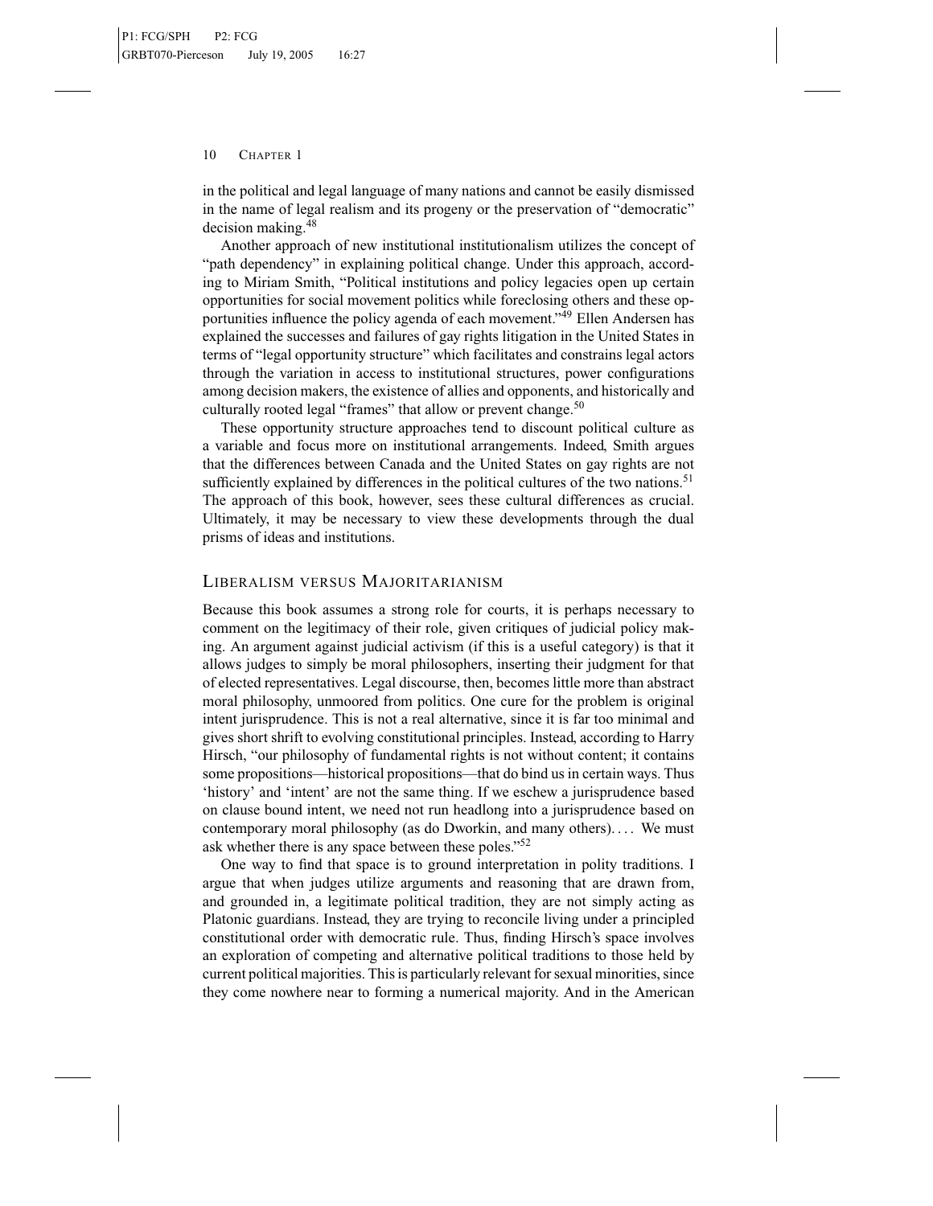in the political and legal language of many nations and cannot be easily dismissed in the name of legal realism and its progeny or the preservation of "democratic" decision making.[48]

Another approach of new institutional institutionalism utilizes the concept of "path dependency" in explaining political change. Under this approach, according to Miriam Smith, "Political institutions and policy legacies open up certain opportunities for social movement politics while foreclosing others and these opportunities influence the policy agenda of each movement."[49] Ellen Andersen has explained the successes and failures of gay rights litigation in the United States in terms of "legal opportunity structure" which facilitates and constrains legal actors through the variation in access to institutional structures, power configurations among decision makers, the existence of allies and opponents, and historically and culturally rooted legal "frames" that allow or prevent change.[50]

These opportunity structure approaches tend to discount political culture as a variable and focus more on institutional arrangements. Indeed, Smith argues that the differences between Canada and the United States on gay rights are not sufficiently explained by differences in the political cultures of the two nations.[51] The approach of this book, however, sees these cultural differences as crucial. Ultimately, it may be necessary to view these developments through the dual prisms of ideas and institutions.

## Liberalism versus Majoritarianism

Because this book assumes a strong role for courts, it is perhaps necessary to comment on the legitimacy of their role, given critiques of judicial policy making. An argument against judicial activism (if this is a useful category) is that it allows judges to simply be moral philosophers, inserting their judgment for that of elected representatives. Legal discourse, then, becomes little more than abstract moral philosophy, unmoored from politics. One cure for the problem is original intent jurisprudence. This is not a real alternative, since it is far too minimal and gives short shrift to evolving constitutional principles. Instead, according to Harry Hirsch, "our philosophy of fundamental rights is not without content; it contains some propositions—historical propositions—that do bind us in certain ways. Thus 'history' and 'intent' are not the same thing. If we eschew a jurisprudence based on clause bound intent, we need not run headlong into a jurisprudence based on contemporary moral philosophy (as do Dworkin, and many others). . . . We must ask whether there is any space between these poles."[52]

One way to find that space is to ground interpretation in polity traditions. I argue that when judges utilize arguments and reasoning that are drawn from, and grounded in, a legitimate political tradition, they are not simply acting as Platonic guardians. Instead, they are trying to reconcile living under a principled constitutional order with democratic rule. Thus, finding Hirsch's space involves an exploration of competing and alternative political traditions to those held by current political majorities. This is particularly relevant for sexual minorities, since they come nowhere near to forming a numerical majority. And in the American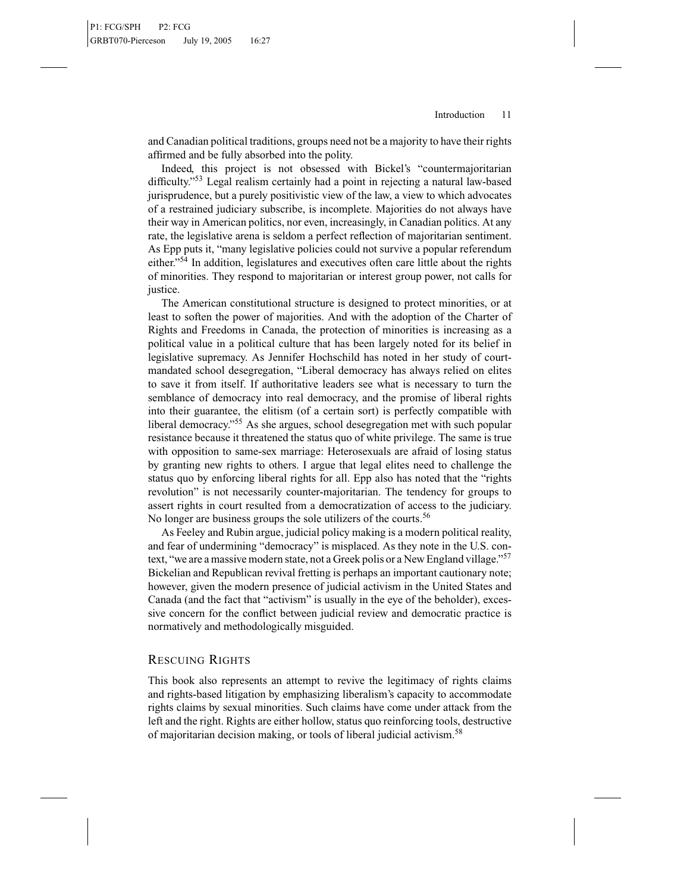and Canadian political traditions, groups need not be a majority to have their rights affirmed and be fully absorbed into the polity.

Indeed, this project is not obsessed with Bickel's "countermajoritarian difficulty."[53] Legal realism certainly had a point in rejecting a natural law-based jurisprudence, but a purely positivistic view of the law, a view to which advocates of a restrained judiciary subscribe, is incomplete. Majorities do not always have their way in American politics, nor even, increasingly, in Canadian politics. At any rate, the legislative arena is seldom a perfect reflection of majoritarian sentiment. As Epp puts it, "many legislative policies could not survive a popular referendum either."[54] In addition, legislatures and executives often care little about the rights of minorities. They respond to majoritarian or interest group power, not calls for justice.

The American constitutional structure is designed to protect minorities, or at least to soften the power of majorities. And with the adoption of the Charter of Rights and Freedoms in Canada, the protection of minorities is increasing as a political value in a political culture that has been largely noted for its belief in legislative supremacy. As Jennifer Hochschild has noted in her study of court-mandated school desegregation, "Liberal democracy has always relied on elites to save it from itself. If authoritative leaders see what is necessary to turn the semblance of democracy into real democracy, and the promise of liberal rights into their guarantee, the elitism (of a certain sort) is perfectly compatible with liberal democracy."[55] As she argues, school desegregation met with such popular resistance because it threatened the status quo of white privilege. The same is true with opposition to same-sex marriage: Heterosexuals are afraid of losing status by granting new rights to others. I argue that legal elites need to challenge the status quo by enforcing liberal rights for all. Epp also has noted that the "rights revolution" is not necessarily counter-majoritarian. The tendency for groups to assert rights in court resulted from a democratization of access to the judiciary. No longer are business groups the sole utilizers of the courts.[56]

As Feeley and Rubin argue, judicial policy making is a modern political reality, and fear of undermining "democracy" is misplaced. As they note in the U.S. context, "we are a massive modern state, not a Greek polis or a New England village."[57] Bickelian and Republican revival fretting is perhaps an important cautionary note; however, given the modern presence of judicial activism in the United States and Canada (and the fact that "activism" is usually in the eye of the beholder), excessive concern for the conflict between judicial review and democratic practice is normatively and methodologically misguided.

## Rescuing Rights

This book also represents an attempt to revive the legitimacy of rights claims and rights-based litigation by emphasizing liberalism's capacity to accommodate rights claims by sexual minorities. Such claims have come under attack from the left and the right. Rights are either hollow, status quo reinforcing tools, destructive of majoritarian decision making, or tools of liberal judicial activism.[58]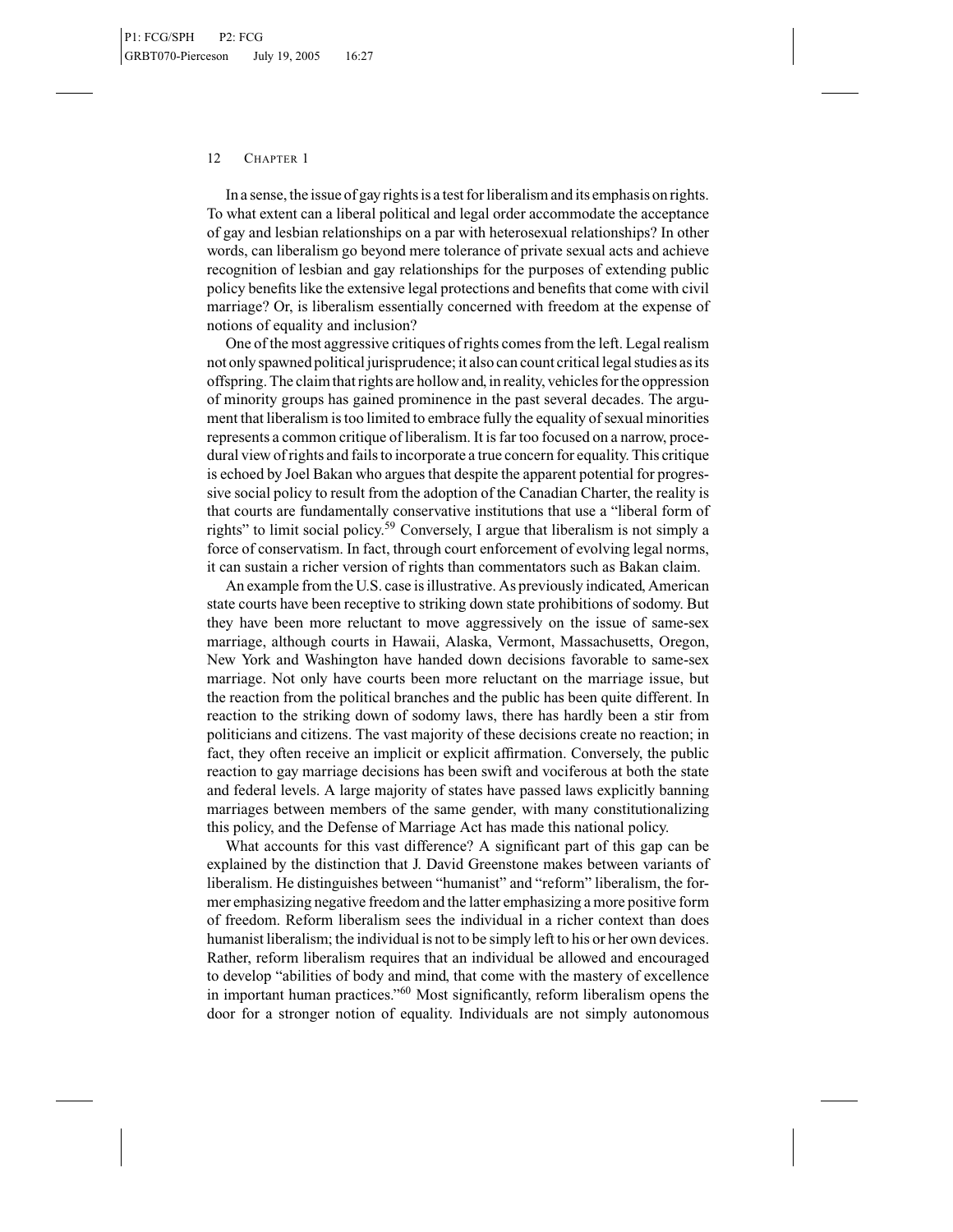In a sense, the issue of gay rights is a test for liberalism and its emphasis on rights. To what extent can a liberal political and legal order accommodate the acceptance of gay and lesbian relationships on a par with heterosexual relationships? In other words, can liberalism go beyond mere tolerance of private sexual acts and achieve recognition of lesbian and gay relationships for the purposes of extending public policy benefits like the extensive legal protections and benefits that come with civil marriage? Or, is liberalism essentially concerned with freedom at the expense of notions of equality and inclusion?

One of the most aggressive critiques of rights comes from the left. Legal realism not only spawned political jurisprudence; it also can count critical legal studies as its offspring. The claim that rights are hollow and, in reality, vehicles for the oppression of minority groups has gained prominence in the past several decades. The argument that liberalism is too limited to embrace fully the equality of sexual minorities represents a common critique of liberalism. It is far too focused on a narrow, procedural view of rights and fails to incorporate a true concern for equality. This critique is echoed by Joel Bakan who argues that despite the apparent potential for progressive social policy to result from the adoption of the Canadian Charter, the reality is that courts are fundamentally conservative institutions that use a "liberal form of rights" to limit social policy.[59] Conversely, I argue that liberalism is not simply a force of conservatism. In fact, through court enforcement of evolving legal norms, it can sustain a richer version of rights than commentators such as Bakan claim.

An example from the U.S. case is illustrative. As previously indicated, American state courts have been receptive to striking down state prohibitions of sodomy. But they have been more reluctant to move aggressively on the issue of same-sex marriage, although courts in Hawaii, Alaska, Vermont, Massachusetts, Oregon, New York and Washington have handed down decisions favorable to same-sex marriage. Not only have courts been more reluctant on the marriage issue, but the reaction from the political branches and the public has been quite different. In reaction to the striking down of sodomy laws, there has hardly been a stir from politicians and citizens. The vast majority of these decisions create no reaction; in fact, they often receive an implicit or explicit affirmation. Conversely, the public reaction to gay marriage decisions has been swift and vociferous at both the state and federal levels. A large majority of states have passed laws explicitly banning marriages between members of the same gender, with many constitutionalizing this policy, and the Defense of Marriage Act has made this national policy.

What accounts for this vast difference? A significant part of this gap can be explained by the distinction that J. David Greenstone makes between variants of liberalism. He distinguishes between "humanist" and "reform" liberalism, the former emphasizing negative freedom and the latter emphasizing a more positive form of freedom. Reform liberalism sees the individual in a richer context than does humanist liberalism; the individual is not to be simply left to his or her own devices. Rather, reform liberalism requires that an individual be allowed and encouraged to develop "abilities of body and mind, that come with the mastery of excellence in important human practices."[60] Most significantly, reform liberalism opens the door for a stronger notion of equality. Individuals are not simply autonomous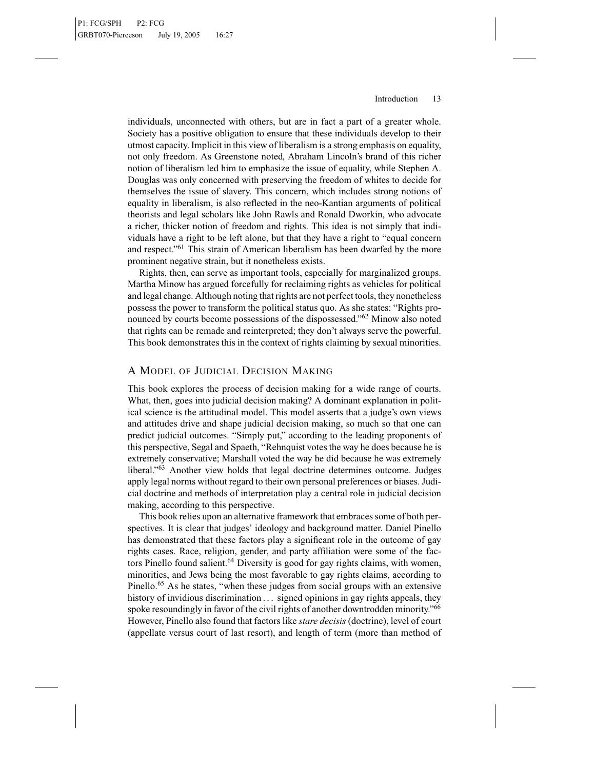individuals, unconnected with others, but are in fact a part of a greater whole. Society has a positive obligation to ensure that these individuals develop to their utmost capacity. Implicit in this view of liberalism is a strong emphasis on equality, not only freedom. As Greenstone noted, Abraham Lincoln's brand of this richer notion of liberalism led him to emphasize the issue of equality, while Stephen A. Douglas was only concerned with preserving the freedom of whites to decide for themselves the issue of slavery. This concern, which includes strong notions of equality in liberalism, is also reflected in the neo-Kantian arguments of political theorists and legal scholars like John Rawls and Ronald Dworkin, who advocate a richer, thicker notion of freedom and rights. This idea is not simply that individuals have a right to be left alone, but that they have a right to "equal concern and respect."[61] This strain of American liberalism has been dwarfed by the more prominent negative strain, but it nonetheless exists.

Rights, then, can serve as important tools, especially for marginalized groups. Martha Minow has argued forcefully for reclaiming rights as vehicles for political and legal change. Although noting that rights are not perfect tools, they nonetheless possess the power to transform the political status quo. As she states: "Rights pronounced by courts become possessions of the dispossessed."[62] Minow also noted that rights can be remade and reinterpreted; they don't always serve the powerful. This book demonstrates this in the context of rights claiming by sexual minorities.

## A Model of Judicial Decision Making

This book explores the process of decision making for a wide range of courts. What, then, goes into judicial decision making? A dominant explanation in political science is the attitudinal model. This model asserts that a judge's own views and attitudes drive and shape judicial decision making, so much so that one can predict judicial outcomes. "Simply put," according to the leading proponents of this perspective, Segal and Spaeth, "Rehnquist votes the way he does because he is extremely conservative; Marshall voted the way he did because he was extremely liberal."[63] Another view holds that legal doctrine determines outcome. Judges apply legal norms without regard to their own personal preferences or biases. Judicial doctrine and methods of interpretation play a central role in judicial decision making, according to this perspective.

This book relies upon an alternative framework that embraces some of both perspectives. It is clear that judges' ideology and background matter. Daniel Pinello has demonstrated that these factors play a significant role in the outcome of gay rights cases. Race, religion, gender, and party affiliation were some of the factors Pinello found salient.[64] Diversity is good for gay rights claims, with women, minorities, and Jews being the most favorable to gay rights claims, according to Pinello.[65] As he states, "when these judges from social groups with an extensive history of invidious discrimination ... signed opinions in gay rights appeals, they spoke resoundingly in favor of the civil rights of another downtrodden minority."[66] However, Pinello also found that factors like *stare decisis* (doctrine), level of court (appellate versus court of last resort), and length of term (more than method of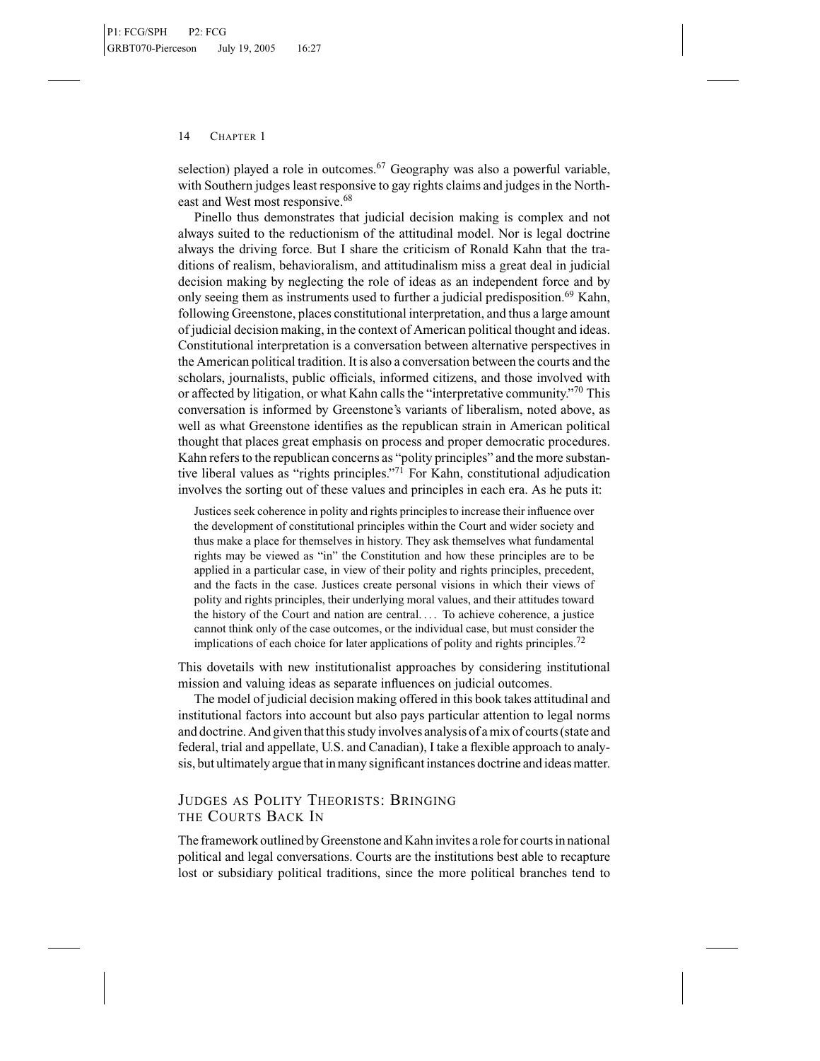selection) played a role in outcomes.[67] Geography was also a powerful variable, with Southern judges least responsive to gay rights claims and judges in the Northeast and West most responsive.[68]

Pinello thus demonstrates that judicial decision making is complex and not always suited to the reductionism of the attitudinal model. Nor is legal doctrine always the driving force. But I share the criticism of Ronald Kahn that the traditions of realism, behavioralism, and attitudinalism miss a great deal in judicial decision making by neglecting the role of ideas as an independent force and by only seeing them as instruments used to further a judicial predisposition.[69] Kahn, following Greenstone, places constitutional interpretation, and thus a large amount of judicial decision making, in the context of American political thought and ideas. Constitutional interpretation is a conversation between alternative perspectives in the American political tradition. It is also a conversation between the courts and the scholars, journalists, public officials, informed citizens, and those involved with or affected by litigation, or what Kahn calls the "interpretative community."[70] This conversation is informed by Greenstone's variants of liberalism, noted above, as well as what Greenstone identifies as the republican strain in American political thought that places great emphasis on process and proper democratic procedures. Kahn refers to the republican concerns as "polity principles" and the more substantive liberal values as "rights principles."[71] For Kahn, constitutional adjudication involves the sorting out of these values and principles in each era. As he puts it:

> Justices seek coherence in polity and rights principles to increase their influence over the development of constitutional principles within the Court and wider society and thus make a place for themselves in history. They ask themselves what fundamental rights may be viewed as "in" the Constitution and how these principles are to be applied in a particular case, in view of their polity and rights principles, precedent, and the facts in the case. Justices create personal visions in which their views of polity and rights principles, their underlying moral values, and their attitudes toward the history of the Court and nation are central. . . . To achieve coherence, a justice cannot think only of the case outcomes, or the individual case, but must consider the implications of each choice for later applications of polity and rights principles.[72]

This dovetails with new institutionalist approaches by considering institutional mission and valuing ideas as separate influences on judicial outcomes.

The model of judicial decision making offered in this book takes attitudinal and institutional factors into account but also pays particular attention to legal norms and doctrine. And given that this study involves analysis of a mix of courts (state and federal, trial and appellate, U.S. and Canadian), I take a flexible approach to analysis, but ultimately argue that in many significant instances doctrine and ideas matter.

## Judges as Polity Theorists: Bringing the Courts Back In

The framework outlined by Greenstone and Kahn invites a role for courts in national political and legal conversations. Courts are the institutions best able to recapture lost or subsidiary political traditions, since the more political branches tend to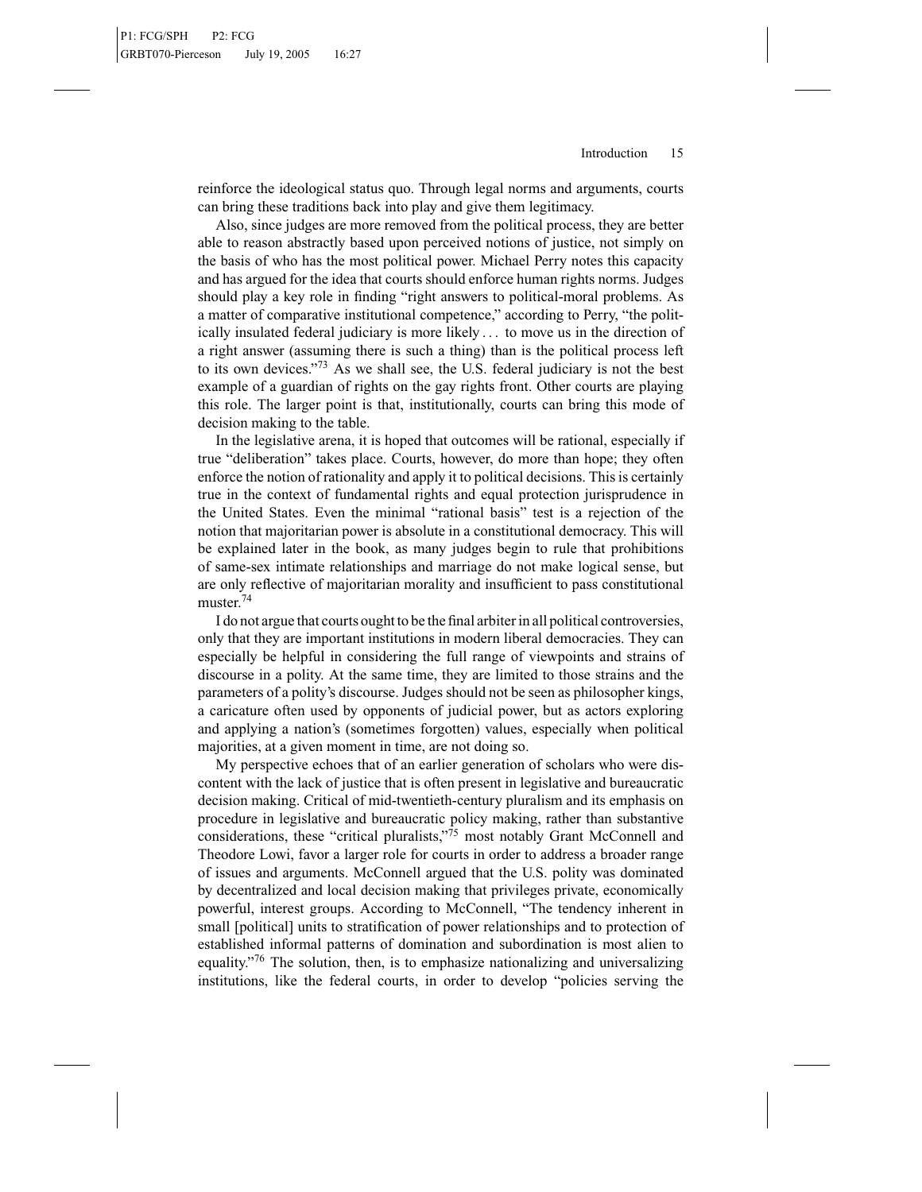reinforce the ideological status quo. Through legal norms and arguments, courts can bring these traditions back into play and give them legitimacy.

Also, since judges are more removed from the political process, they are better able to reason abstractly based upon perceived notions of justice, not simply on the basis of who has the most political power. Michael Perry notes this capacity and has argued for the idea that courts should enforce human rights norms. Judges should play a key role in finding "right answers to political-moral problems. As a matter of comparative institutional competence," according to Perry, "the politically insulated federal judiciary is more likely . . . to move us in the direction of a right answer (assuming there is such a thing) than is the political process left to its own devices."[73] As we shall see, the U.S. federal judiciary is not the best example of a guardian of rights on the gay rights front. Other courts are playing this role. The larger point is that, institutionally, courts can bring this mode of decision making to the table.

In the legislative arena, it is hoped that outcomes will be rational, especially if true "deliberation" takes place. Courts, however, do more than hope; they often enforce the notion of rationality and apply it to political decisions. This is certainly true in the context of fundamental rights and equal protection jurisprudence in the United States. Even the minimal "rational basis" test is a rejection of the notion that majoritarian power is absolute in a constitutional democracy. This will be explained later in the book, as many judges begin to rule that prohibitions of same-sex intimate relationships and marriage do not make logical sense, but are only reflective of majoritarian morality and insufficient to pass constitutional muster.[74]

I do not argue that courts ought to be the final arbiter in all political controversies, only that they are important institutions in modern liberal democracies. They can especially be helpful in considering the full range of viewpoints and strains of discourse in a polity. At the same time, they are limited to those strains and the parameters of a polity's discourse. Judges should not be seen as philosopher kings, a caricature often used by opponents of judicial power, but as actors exploring and applying a nation's (sometimes forgotten) values, especially when political majorities, at a given moment in time, are not doing so.

My perspective echoes that of an earlier generation of scholars who were discontent with the lack of justice that is often present in legislative and bureaucratic decision making. Critical of mid-twentieth-century pluralism and its emphasis on procedure in legislative and bureaucratic policy making, rather than substantive considerations, these "critical pluralists,"[75] most notably Grant McConnell and Theodore Lowi, favor a larger role for courts in order to address a broader range of issues and arguments. McConnell argued that the U.S. polity was dominated by decentralized and local decision making that privileges private, economically powerful, interest groups. According to McConnell, "The tendency inherent in small [political] units to stratification of power relationships and to protection of established informal patterns of domination and subordination is most alien to equality."[76] The solution, then, is to emphasize nationalizing and universalizing institutions, like the federal courts, in order to develop "policies serving the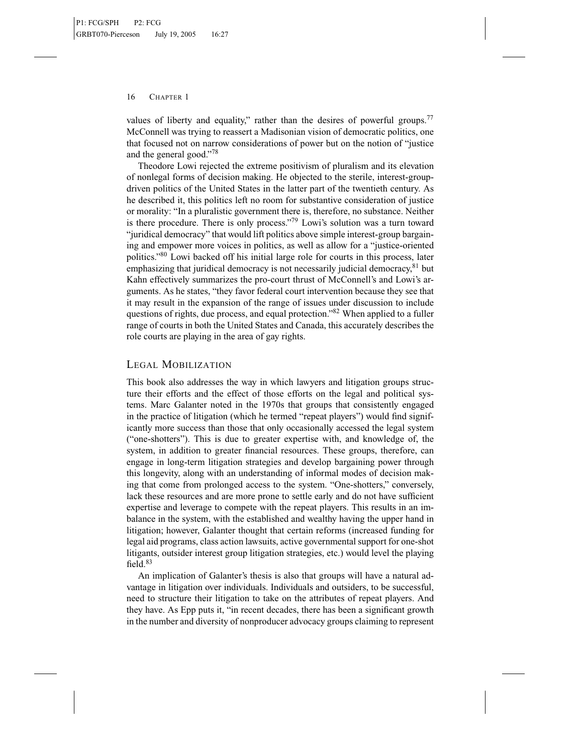values of liberty and equality," rather than the desires of powerful groups.[77] McConnell was trying to reassert a Madisonian vision of democratic politics, one that focused not on narrow considerations of power but on the notion of "justice and the general good."[78]

Theodore Lowi rejected the extreme positivism of pluralism and its elevation of nonlegal forms of decision making. He objected to the sterile, interest-group-driven politics of the United States in the latter part of the twentieth century. As he described it, this politics left no room for substantive consideration of justice or morality: "In a pluralistic government there is, therefore, no substance. Neither is there procedure. There is only process."[79] Lowi's solution was a turn toward "juridical democracy" that would lift politics above simple interest-group bargaining and empower more voices in politics, as well as allow for a "justice-oriented politics."[80] Lowi backed off his initial large role for courts in this process, later emphasizing that juridical democracy is not necessarily judicial democracy,[81] but Kahn effectively summarizes the pro-court thrust of McConnell's and Lowi's arguments. As he states, "they favor federal court intervention because they see that it may result in the expansion of the range of issues under discussion to include questions of rights, due process, and equal protection."[82] When applied to a fuller range of courts in both the United States and Canada, this accurately describes the role courts are playing in the area of gay rights.

## Legal Mobilization

This book also addresses the way in which lawyers and litigation groups structure their efforts and the effect of those efforts on the legal and political systems. Marc Galanter noted in the 1970s that groups that consistently engaged in the practice of litigation (which he termed "repeat players") would find significantly more success than those that only occasionally accessed the legal system ("one-shotters"). This is due to greater expertise with, and knowledge of, the system, in addition to greater financial resources. These groups, therefore, can engage in long-term litigation strategies and develop bargaining power through this longevity, along with an understanding of informal modes of decision making that come from prolonged access to the system. "One-shotters," conversely, lack these resources and are more prone to settle early and do not have sufficient expertise and leverage to compete with the repeat players. This results in an imbalance in the system, with the established and wealthy having the upper hand in litigation; however, Galanter thought that certain reforms (increased funding for legal aid programs, class action lawsuits, active governmental support for one-shot litigants, outsider interest group litigation strategies, etc.) would level the playing field.[83]

An implication of Galanter's thesis is also that groups will have a natural advantage in litigation over individuals. Individuals and outsiders, to be successful, need to structure their litigation to take on the attributes of repeat players. And they have. As Epp puts it, "in recent decades, there has been a significant growth in the number and diversity of nonproducer advocacy groups claiming to represent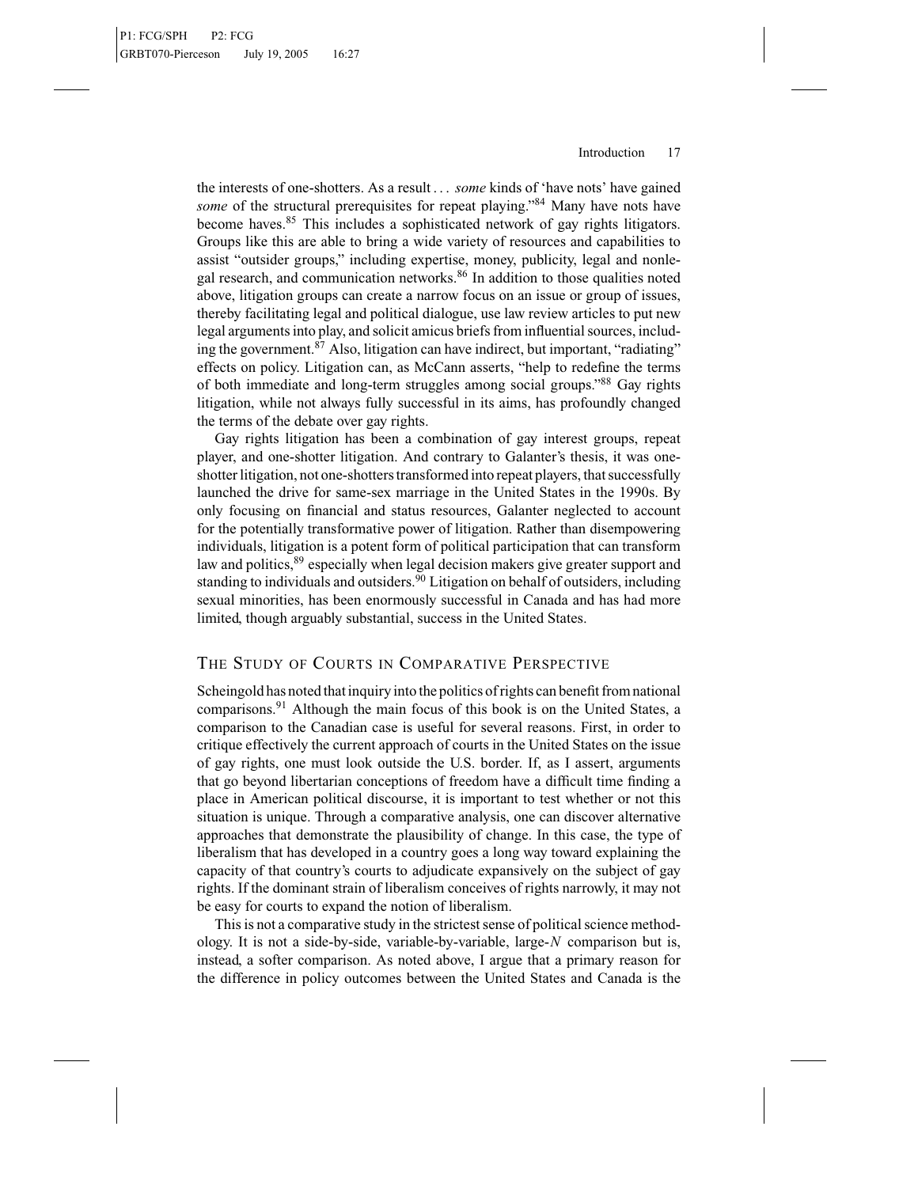the interests of one-shotters. As a result . . . *some* kinds of 'have nots' have gained *some* of the structural prerequisites for repeat playing."[84] Many have nots have become haves.[85] This includes a sophisticated network of gay rights litigators. Groups like this are able to bring a wide variety of resources and capabilities to assist "outsider groups," including expertise, money, publicity, legal and nonlegal research, and communication networks.[86] In addition to those qualities noted above, litigation groups can create a narrow focus on an issue or group of issues, thereby facilitating legal and political dialogue, use law review articles to put new legal arguments into play, and solicit amicus briefs from influential sources, including the government.[87] Also, litigation can have indirect, but important, "radiating" effects on policy. Litigation can, as McCann asserts, "help to redefine the terms of both immediate and long-term struggles among social groups."[88] Gay rights litigation, while not always fully successful in its aims, has profoundly changed the terms of the debate over gay rights.

Gay rights litigation has been a combination of gay interest groups, repeat player, and one-shotter litigation. And contrary to Galanter's thesis, it was one-shotter litigation, not one-shotters transformed into repeat players, that successfully launched the drive for same-sex marriage in the United States in the 1990s. By only focusing on financial and status resources, Galanter neglected to account for the potentially transformative power of litigation. Rather than disempowering individuals, litigation is a potent form of political participation that can transform law and politics,[89] especially when legal decision makers give greater support and standing to individuals and outsiders.[90] Litigation on behalf of outsiders, including sexual minorities, has been enormously successful in Canada and has had more limited, though arguably substantial, success in the United States.

## The Study of Courts in Comparative Perspective

Scheingold has noted that inquiry into the politics of rights can benefit from national comparisons.[91] Although the main focus of this book is on the United States, a comparison to the Canadian case is useful for several reasons. First, in order to critique effectively the current approach of courts in the United States on the issue of gay rights, one must look outside the U.S. border. If, as I assert, arguments that go beyond libertarian conceptions of freedom have a difficult time finding a place in American political discourse, it is important to test whether or not this situation is unique. Through a comparative analysis, one can discover alternative approaches that demonstrate the plausibility of change. In this case, the type of liberalism that has developed in a country goes a long way toward explaining the capacity of that country's courts to adjudicate expansively on the subject of gay rights. If the dominant strain of liberalism conceives of rights narrowly, it may not be easy for courts to expand the notion of liberalism.

This is not a comparative study in the strictest sense of political science methodology. It is not a side-by-side, variable-by-variable, large-$N$ comparison but is, instead, a softer comparison. As noted above, I argue that a primary reason for the difference in policy outcomes between the United States and Canada is the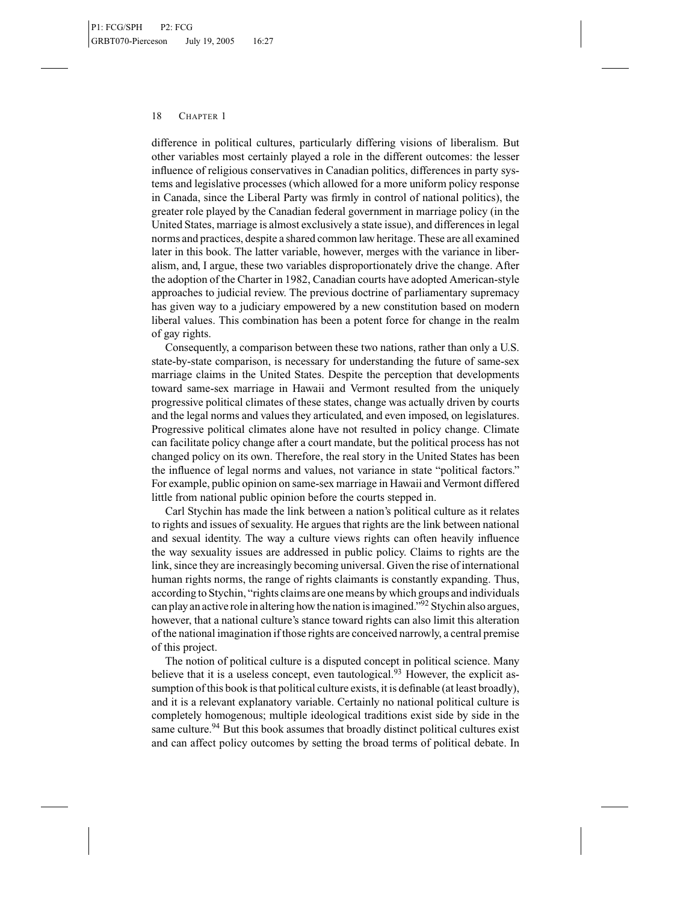difference in political cultures, particularly differing visions of liberalism. But other variables most certainly played a role in the different outcomes: the lesser influence of religious conservatives in Canadian politics, differences in party systems and legislative processes (which allowed for a more uniform policy response in Canada, since the Liberal Party was firmly in control of national politics), the greater role played by the Canadian federal government in marriage policy (in the United States, marriage is almost exclusively a state issue), and differences in legal norms and practices, despite a shared common law heritage. These are all examined later in this book. The latter variable, however, merges with the variance in liberalism, and, I argue, these two variables disproportionately drive the change. After the adoption of the Charter in 1982, Canadian courts have adopted American-style approaches to judicial review. The previous doctrine of parliamentary supremacy has given way to a judiciary empowered by a new constitution based on modern liberal values. This combination has been a potent force for change in the realm of gay rights.

Consequently, a comparison between these two nations, rather than only a U.S. state-by-state comparison, is necessary for understanding the future of same-sex marriage claims in the United States. Despite the perception that developments toward same-sex marriage in Hawaii and Vermont resulted from the uniquely progressive political climates of these states, change was actually driven by courts and the legal norms and values they articulated, and even imposed, on legislatures. Progressive political climates alone have not resulted in policy change. Climate can facilitate policy change after a court mandate, but the political process has not changed policy on its own. Therefore, the real story in the United States has been the influence of legal norms and values, not variance in state "political factors." For example, public opinion on same-sex marriage in Hawaii and Vermont differed little from national public opinion before the courts stepped in.

Carl Stychin has made the link between a nation's political culture as it relates to rights and issues of sexuality. He argues that rights are the link between national and sexual identity. The way a culture views rights can often heavily influence the way sexuality issues are addressed in public policy. Claims to rights are the link, since they are increasingly becoming universal. Given the rise of international human rights norms, the range of rights claimants is constantly expanding. Thus, according to Stychin, "rights claims are one means by which groups and individuals can play an active role in altering how the nation is imagined."[92] Stychin also argues, however, that a national culture's stance toward rights can also limit this alteration of the national imagination if those rights are conceived narrowly, a central premise of this project.

The notion of political culture is a disputed concept in political science. Many believe that it is a useless concept, even tautological.[93] However, the explicit assumption of this book is that political culture exists, it is definable (at least broadly), and it is a relevant explanatory variable. Certainly no national political culture is completely homogenous; multiple ideological traditions exist side by side in the same culture.[94] But this book assumes that broadly distinct political cultures exist and can affect policy outcomes by setting the broad terms of political debate. In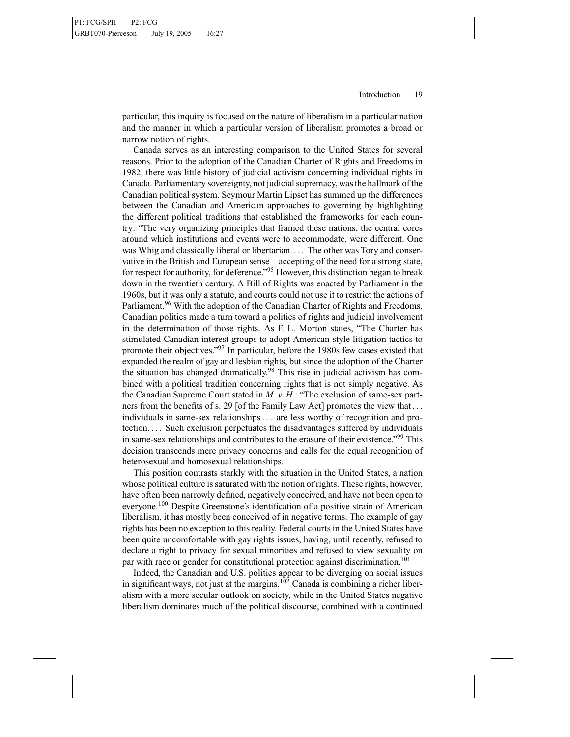particular, this inquiry is focused on the nature of liberalism in a particular nation and the manner in which a particular version of liberalism promotes a broad or narrow notion of rights.

Canada serves as an interesting comparison to the United States for several reasons. Prior to the adoption of the Canadian Charter of Rights and Freedoms in 1982, there was little history of judicial activism concerning individual rights in Canada. Parliamentary sovereignty, not judicial supremacy, was the hallmark of the Canadian political system. Seymour Martin Lipset has summed up the differences between the Canadian and American approaches to governing by highlighting the different political traditions that established the frameworks for each country: "The very organizing principles that framed these nations, the central cores around which institutions and events were to accommodate, were different. One was Whig and classically liberal or libertarian. . . . The other was Tory and conservative in the British and European sense—accepting of the need for a strong state, for respect for authority, for deference."[95] However, this distinction began to break down in the twentieth century. A Bill of Rights was enacted by Parliament in the 1960s, but it was only a statute, and courts could not use it to restrict the actions of Parliament.[96] With the adoption of the Canadian Charter of Rights and Freedoms, Canadian politics made a turn toward a politics of rights and judicial involvement in the determination of those rights. As F. L. Morton states, "The Charter has stimulated Canadian interest groups to adopt American-style litigation tactics to promote their objectives."[97] In particular, before the 1980s few cases existed that expanded the realm of gay and lesbian rights, but since the adoption of the Charter the situation has changed dramatically.[98] This rise in judicial activism has combined with a political tradition concerning rights that is not simply negative. As the Canadian Supreme Court stated in *M. v. H.*: "The exclusion of same-sex partners from the benefits of s. 29 [of the Family Law Act] promotes the view that . . . individuals in same-sex relationships . . . are less worthy of recognition and protection. . . . Such exclusion perpetuates the disadvantages suffered by individuals in same-sex relationships and contributes to the erasure of their existence."[99] This decision transcends mere privacy concerns and calls for the equal recognition of heterosexual and homosexual relationships.

This position contrasts starkly with the situation in the United States, a nation whose political culture is saturated with the notion of rights. These rights, however, have often been narrowly defined, negatively conceived, and have not been open to everyone.[100] Despite Greenstone's identification of a positive strain of American liberalism, it has mostly been conceived of in negative terms. The example of gay rights has been no exception to this reality. Federal courts in the United States have been quite uncomfortable with gay rights issues, having, until recently, refused to declare a right to privacy for sexual minorities and refused to view sexuality on par with race or gender for constitutional protection against discrimination.[101]

Indeed, the Canadian and U.S. polities appear to be diverging on social issues in significant ways, not just at the margins.[102] Canada is combining a richer liberalism with a more secular outlook on society, while in the United States negative liberalism dominates much of the political discourse, combined with a continued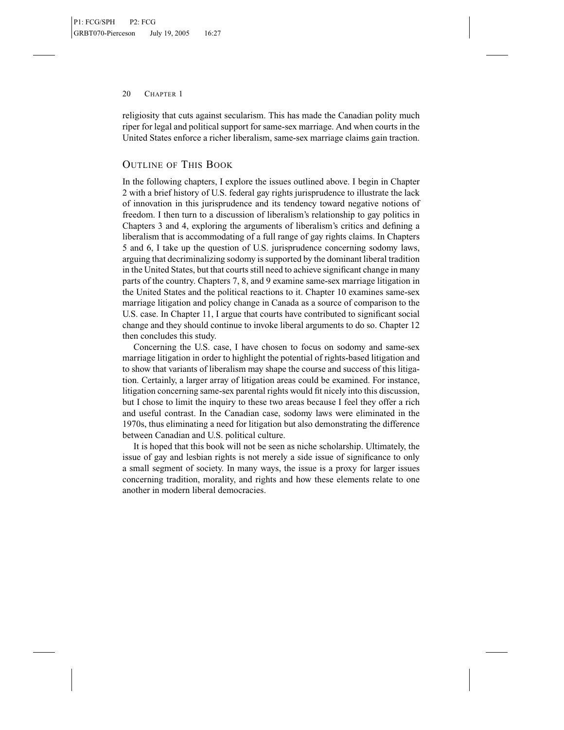religiosity that cuts against secularism. This has made the Canadian polity much riper for legal and political support for same-sex marriage. And when courts in the United States enforce a richer liberalism, same-sex marriage claims gain traction.

## Outline of This Book

In the following chapters, I explore the issues outlined above. I begin in Chapter 2 with a brief history of U.S. federal gay rights jurisprudence to illustrate the lack of innovation in this jurisprudence and its tendency toward negative notions of freedom. I then turn to a discussion of liberalism's relationship to gay politics in Chapters 3 and 4, exploring the arguments of liberalism's critics and defining a liberalism that is accommodating of a full range of gay rights claims. In Chapters 5 and 6, I take up the question of U.S. jurisprudence concerning sodomy laws, arguing that decriminalizing sodomy is supported by the dominant liberal tradition in the United States, but that courts still need to achieve significant change in many parts of the country. Chapters 7, 8, and 9 examine same-sex marriage litigation in the United States and the political reactions to it. Chapter 10 examines same-sex marriage litigation and policy change in Canada as a source of comparison to the U.S. case. In Chapter 11, I argue that courts have contributed to significant social change and they should continue to invoke liberal arguments to do so. Chapter 12 then concludes this study.

Concerning the U.S. case, I have chosen to focus on sodomy and same-sex marriage litigation in order to highlight the potential of rights-based litigation and to show that variants of liberalism may shape the course and success of this litigation. Certainly, a larger array of litigation areas could be examined. For instance, litigation concerning same-sex parental rights would fit nicely into this discussion, but I chose to limit the inquiry to these two areas because I feel they offer a rich and useful contrast. In the Canadian case, sodomy laws were eliminated in the 1970s, thus eliminating a need for litigation but also demonstrating the difference between Canadian and U.S. political culture.

It is hoped that this book will not be seen as niche scholarship. Ultimately, the issue of gay and lesbian rights is not merely a side issue of significance to only a small segment of society. In many ways, the issue is a proxy for larger issues concerning tradition, morality, and rights and how these elements relate to one another in modern liberal democracies.